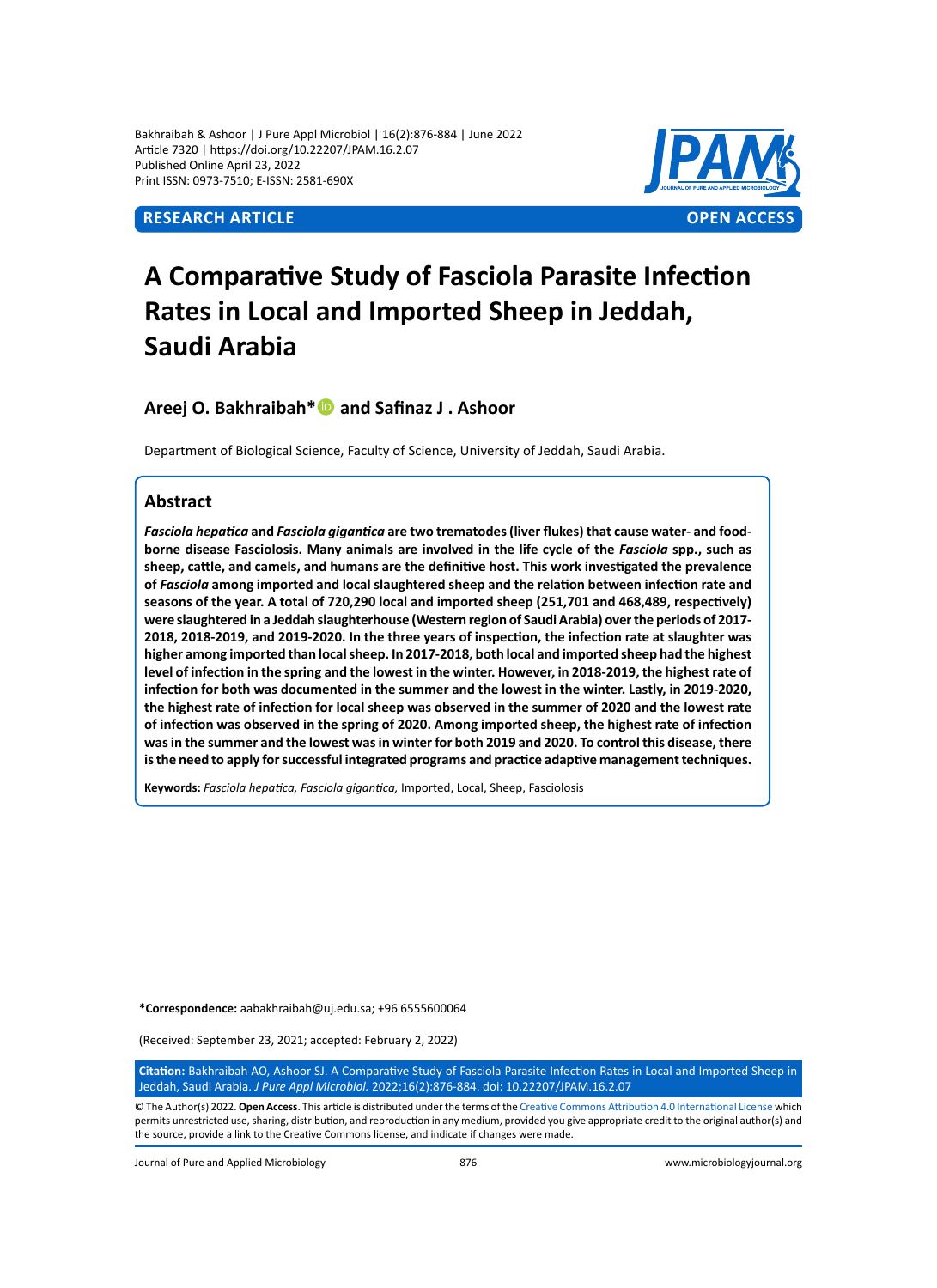RESEARCH ARTICLE

OPEN ACCESS

# A Comparative Study of Fasciola Parasite Infection Rates in Local and Imported Sheep in Jeddah, Saudi Arabia

**Areej O. Bakhraibah*** **and Safinaz J . Ashoor**

Department of Biological Science, Faculty of Science, University of Jeddah, Saudi Arabia.

## Abstract

***Fasciola hepatica*** **and** ***Fasciola gigantica*** **are two trematodes (liver flukes) that cause water- and food-borne disease Fasciolosis. Many animals are involved in the life cycle of the** ***Fasciola*** **spp., such as sheep, cattle, and camels, and humans are the definitive host. This work investigated the prevalence of** ***Fasciola*** **among imported and local slaughtered sheep and the relation between infection rate and seasons of the year. A total of 720,290 local and imported sheep (251,701 and 468,489, respectively) were slaughtered in a Jeddah slaughterhouse (Western region of Saudi Arabia) over the periods of 2017-2018, 2018-2019, and 2019-2020. In the three years of inspection, the infection rate at slaughter was higher among imported than local sheep. In 2017-2018, both local and imported sheep had the highest level of infection in the spring and the lowest in the winter. However, in 2018-2019, the highest rate of infection for both was documented in the summer and the lowest in the winter. Lastly, in 2019-2020, the highest rate of infection for local sheep was observed in the summer of 2020 and the lowest rate of infection was observed in the spring of 2020. Among imported sheep, the highest rate of infection was in the summer and the lowest was in winter for both 2019 and 2020. To control this disease, there is the need to apply for successful integrated programs and practice adaptive management techniques.**

**Keywords:** *Fasciola hepatica, Fasciola gigantica,* Imported, Local, Sheep, Fasciolosis

**\*Correspondence:** aabakhraibah@uj.edu.sa; +96 6555600064

(Received: September 23, 2021; accepted: February 2, 2022)

**Citation:** Bakhraibah AO, Ashoor SJ. A Comparative Study of Fasciola Parasite Infection Rates in Local and Imported Sheep in Jeddah, Saudi Arabia. *J Pure Appl Microbiol.* 2022;16(2):876-884. doi: 10.22207/JPAM.16.2.07

© The Author(s) 2022. **Open Access**. This article is distributed under the terms of the Creative Commons Attribution 4.0 International License which permits unrestricted use, sharing, distribution, and reproduction in any medium, provided you give appropriate credit to the original author(s) and the source, provide a link to the Creative Commons license, and indicate if changes were made.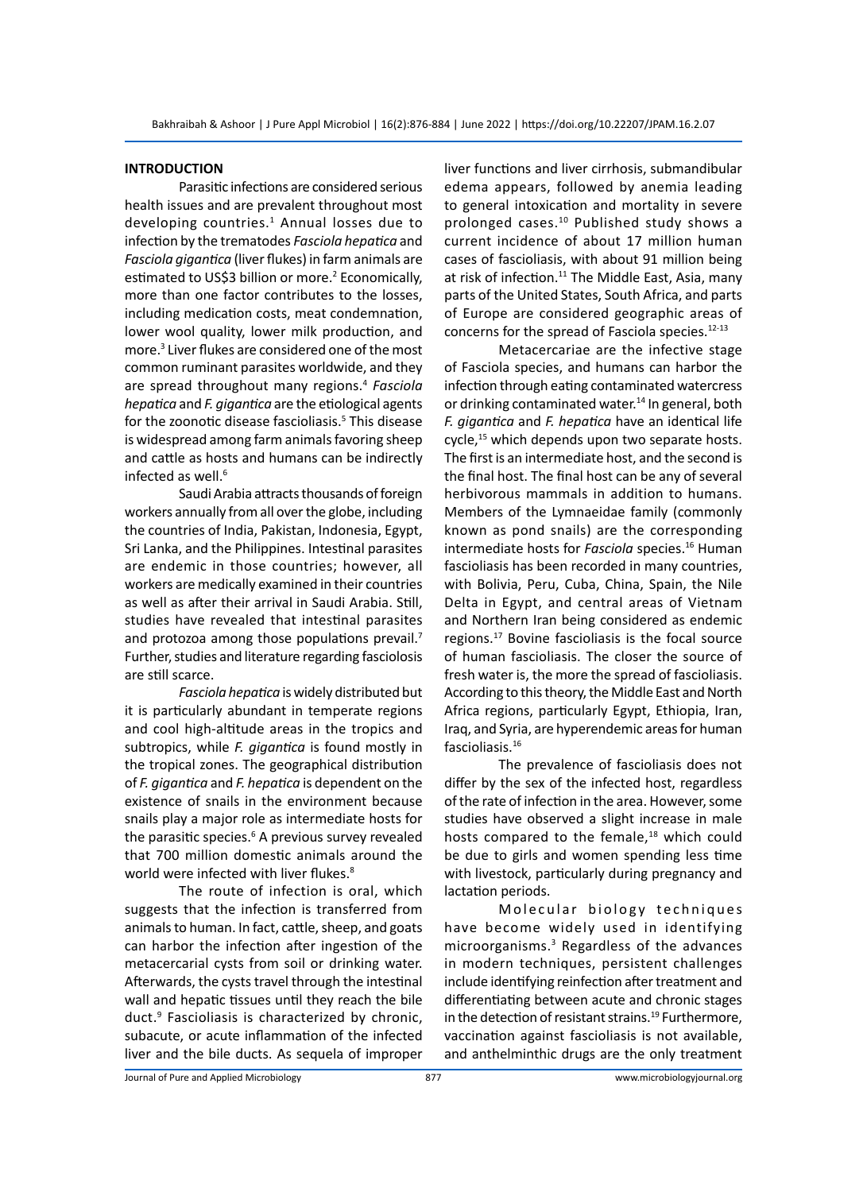## INTRODUCTION

Parasitic infections are considered serious health issues and are prevalent throughout most developing countries.[1] Annual losses due to infection by the trematodes *Fasciola hepatica* and *Fasciola gigantica* (liver flukes) in farm animals are estimated to US$3 billion or more.[2] Economically, more than one factor contributes to the losses, including medication costs, meat condemnation, lower wool quality, lower milk production, and more.[3] Liver flukes are considered one of the most common ruminant parasites worldwide, and they are spread throughout many regions.[4] *Fasciola hepatica* and *F. gigantica* are the etiological agents for the zoonotic disease fascioliasis.[5] This disease is widespread among farm animals favoring sheep and cattle as hosts and humans can be indirectly infected as well.[6]

Saudi Arabia attracts thousands of foreign workers annually from all over the globe, including the countries of India, Pakistan, Indonesia, Egypt, Sri Lanka, and the Philippines. Intestinal parasites are endemic in those countries; however, all workers are medically examined in their countries as well as after their arrival in Saudi Arabia. Still, studies have revealed that intestinal parasites and protozoa among those populations prevail.[7] Further, studies and literature regarding fasciolosis are still scarce.

*Fasciola hepatica* is widely distributed but it is particularly abundant in temperate regions and cool high-altitude areas in the tropics and subtropics, while *F. gigantica* is found mostly in the tropical zones. The geographical distribution of *F. gigantica* and *F. hepatica* is dependent on the existence of snails in the environment because snails play a major role as intermediate hosts for the parasitic species.[6] A previous survey revealed that 700 million domestic animals around the world were infected with liver flukes.[8]

The route of infection is oral, which suggests that the infection is transferred from animals to human. In fact, cattle, sheep, and goats can harbor the infection after ingestion of the metacercarial cysts from soil or drinking water. Afterwards, the cysts travel through the intestinal wall and hepatic tissues until they reach the bile duct.[9] Fascioliasis is characterized by chronic, subacute, or acute inflammation of the infected liver and the bile ducts. As sequela of improper liver functions and liver cirrhosis, submandibular edema appears, followed by anemia leading to general intoxication and mortality in severe prolonged cases.[10] Published study shows a current incidence of about 17 million human cases of fascioliasis, with about 91 million being at risk of infection.[11] The Middle East, Asia, many parts of the United States, South Africa, and parts of Europe are considered geographic areas of concerns for the spread of Fasciola species.[12-13]

Metacercariae are the infective stage of Fasciola species, and humans can harbor the infection through eating contaminated watercress or drinking contaminated water.[14] In general, both *F. gigantica* and *F. hepatica* have an identical life cycle,[15] which depends upon two separate hosts. The first is an intermediate host, and the second is the final host. The final host can be any of several herbivorous mammals in addition to humans. Members of the Lymnaeidae family (commonly known as pond snails) are the corresponding intermediate hosts for *Fasciola* species.[16] Human fascioliasis has been recorded in many countries, with Bolivia, Peru, Cuba, China, Spain, the Nile Delta in Egypt, and central areas of Vietnam and Northern Iran being considered as endemic regions.[17] Bovine fascioliasis is the focal source of human fascioliasis. The closer the source of fresh water is, the more the spread of fascioliasis. According to this theory, the Middle East and North Africa regions, particularly Egypt, Ethiopia, Iran, Iraq, and Syria, are hyperendemic areas for human fascioliasis.[16]

The prevalence of fascioliasis does not differ by the sex of the infected host, regardless of the rate of infection in the area. However, some studies have observed a slight increase in male hosts compared to the female,[18] which could be due to girls and women spending less time with livestock, particularly during pregnancy and lactation periods.

Molecular biology techniques have become widely used in identifying microorganisms.[3] Regardless of the advances in modern techniques, persistent challenges include identifying reinfection after treatment and differentiating between acute and chronic stages in the detection of resistant strains.[19] Furthermore, vaccination against fascioliasis is not available, and anthelminthic drugs are the only treatment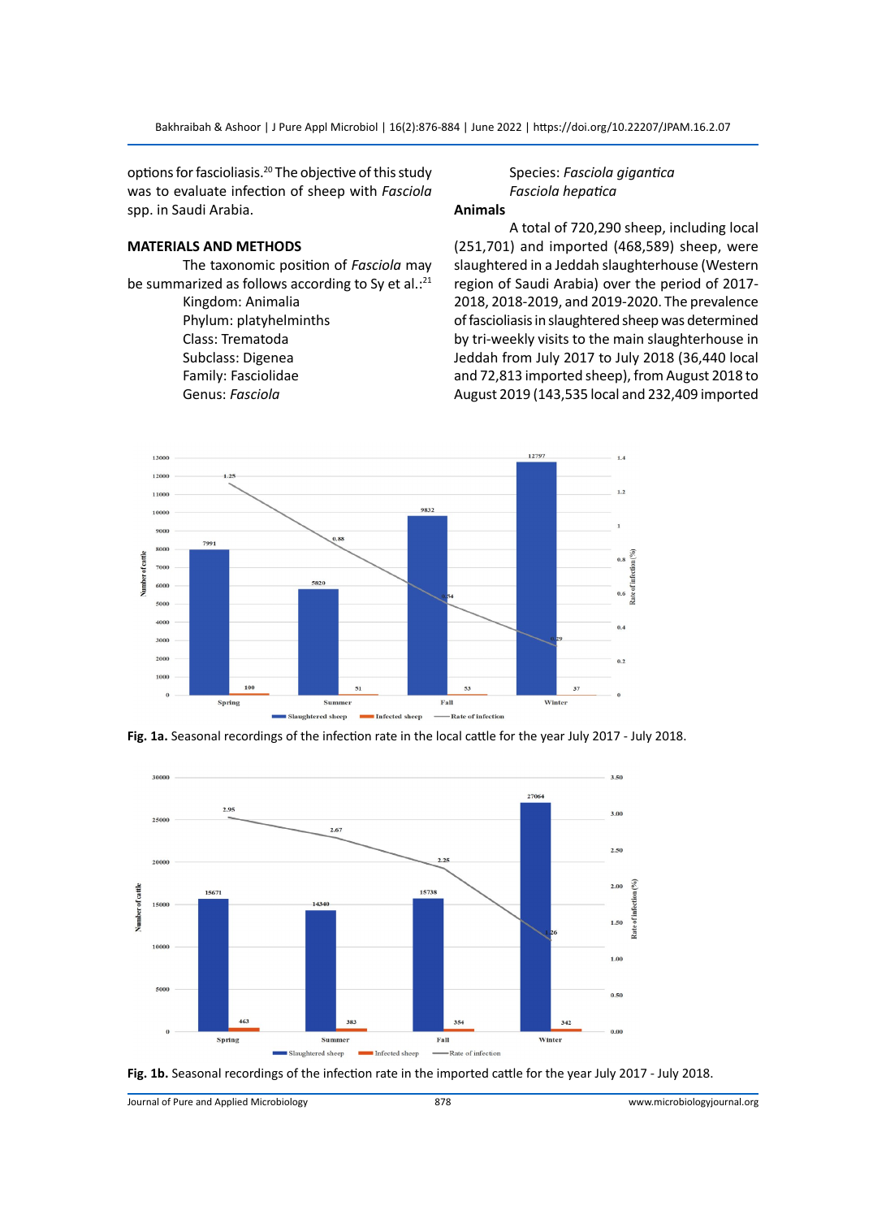options for fascioliasis.[20] The objective of this study was to evaluate infection of sheep with *Fasciola* spp. in Saudi Arabia.

## MATERIALS AND METHODS

The taxonomic position of *Fasciola* may be summarized as follows according to Sy et al.:[21]

Kingdom: Animalia
Phylum: platyhelminths
Class: Trematoda
Subclass: Digenea
Family: Fasciolidae
Genus: *Fasciola*
Species: *Fasciola gigantica*
*Fasciola hepatica*

### Animals

A total of 720,290 sheep, including local (251,701) and imported (468,589) sheep, were slaughtered in a Jeddah slaughterhouse (Western region of Saudi Arabia) over the period of 2017-2018, 2018-2019, and 2019-2020. The prevalence of fascioliasis in slaughtered sheep was determined by tri-weekly visits to the main slaughterhouse in Jeddah from July 2017 to July 2018 (36,440 local and 72,813 imported sheep), from August 2018 to August 2019 (143,535 local and 232,409 imported

**Fig. 1a.** Seasonal recordings of the infection rate in the local cattle for the year July 2017 - July 2018.

**Fig. 1b.** Seasonal recordings of the infection rate in the imported cattle for the year July 2017 - July 2018.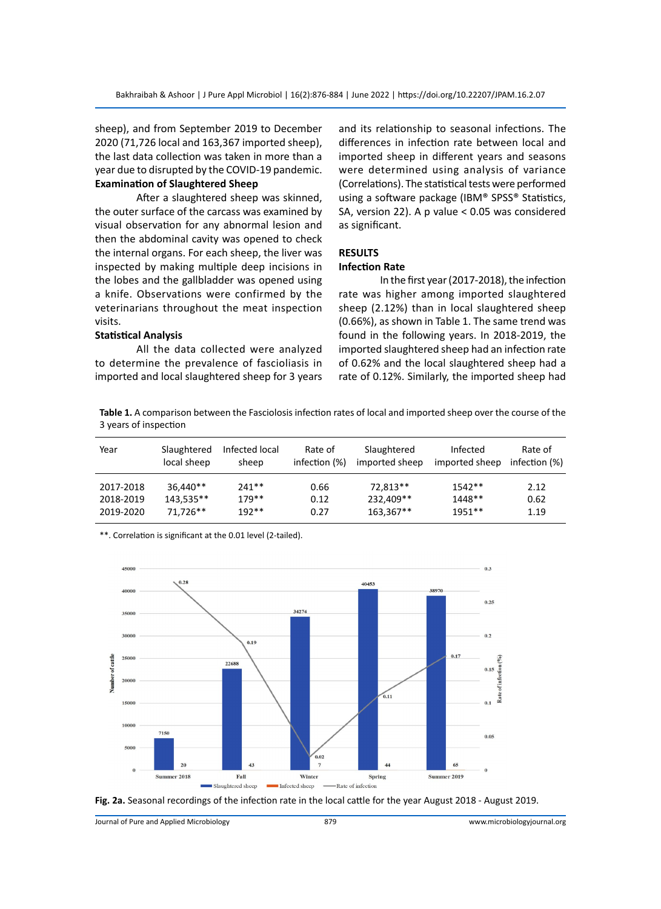sheep), and from September 2019 to December 2020 (71,726 local and 163,367 imported sheep), the last data collection was taken in more than a year due to disrupted by the COVID-19 pandemic.

### Examination of Slaughtered Sheep

After a slaughtered sheep was skinned, the outer surface of the carcass was examined by visual observation for any abnormal lesion and then the abdominal cavity was opened to check the internal organs. For each sheep, the liver was inspected by making multiple deep incisions in the lobes and the gallbladder was opened using a knife. Observations were confirmed by the veterinarians throughout the meat inspection visits.

### Statistical Analysis

All the data collected were analyzed to determine the prevalence of fascioliasis in imported and local slaughtered sheep for 3 years and its relationship to seasonal infections. The differences in infection rate between local and imported sheep in different years and seasons were determined using analysis of variance (Correlations). The statistical tests were performed using a software package (IBM® SPSS® Statistics, SA, version 22). A p value < 0.05 was considered as significant.

## RESULTS

### Infection Rate

In the first year (2017-2018), the infection rate was higher among imported slaughtered sheep (2.12%) than in local slaughtered sheep (0.66%), as shown in Table 1. The same trend was found in the following years. In 2018-2019, the imported slaughtered sheep had an infection rate of 0.62% and the local slaughtered sheep had a rate of 0.12%. Similarly, the imported sheep had

**Table 1.** A comparison between the Fasciolosis infection rates of local and imported sheep over the course of the 3 years of inspection

| Year | Slaughtered local sheep | Infected local sheep | Rate of infection (%) | Slaughtered imported sheep | Infected imported sheep | Rate of infection (%) |
|---|---|---|---|---|---|---|
| 2017-2018 | 36,440** | 241** | 0.66 | 72,813** | 1542** | 2.12 |
| 2018-2019 | 143,535** | 179** | 0.12 | 232,409** | 1448** | 0.62 |
| 2019-2020 | 71,726** | 192** | 0.27 | 163,367** | 1951** | 1.19 |

**. Correlation is significant at the 0.01 level (2-tailed).

**Fig. 2a.** Seasonal recordings of the infection rate in the local cattle for the year August 2018 - August 2019.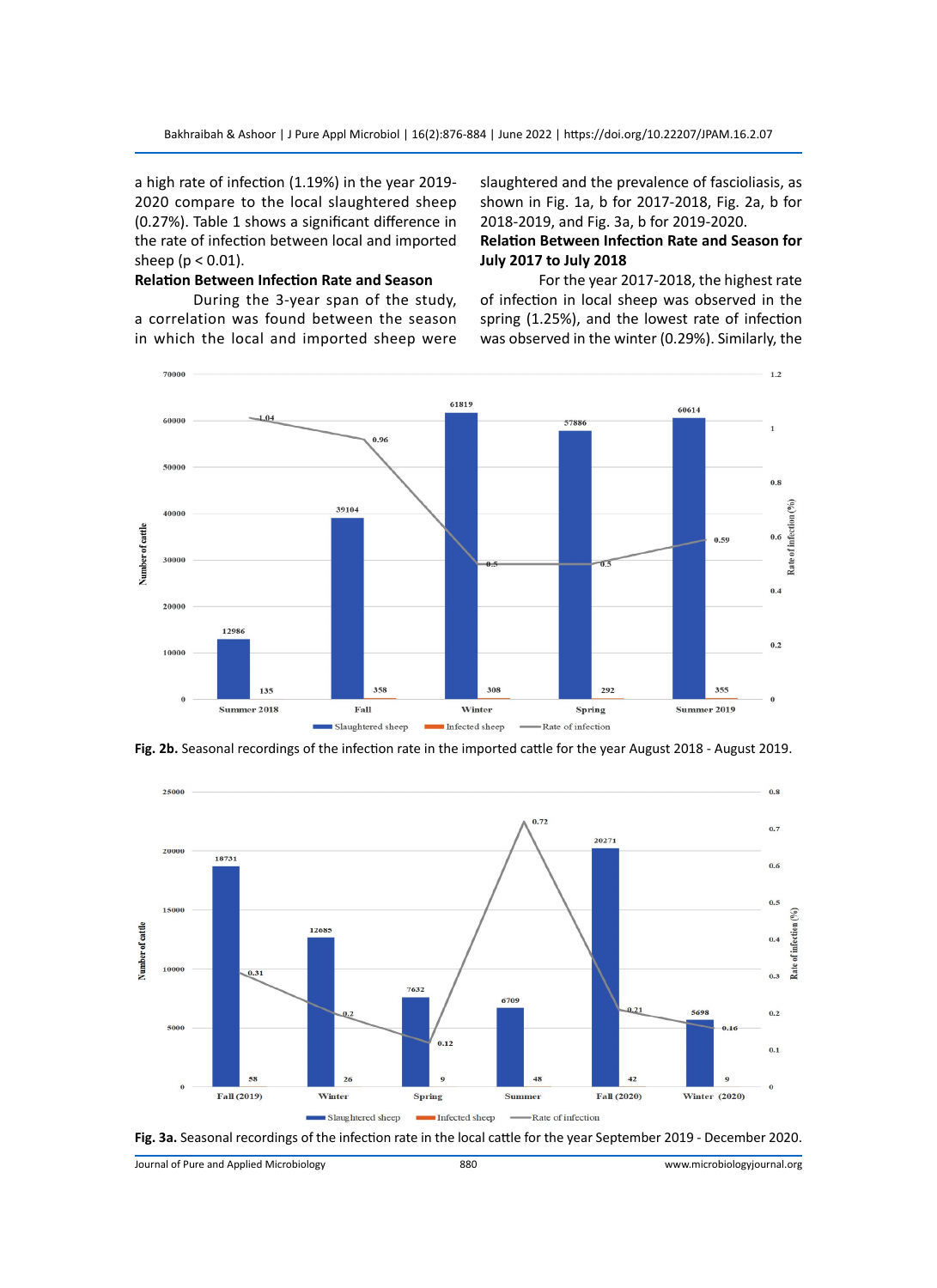a high rate of infection (1.19%) in the year 2019-2020 compare to the local slaughtered sheep (0.27%). Table 1 shows a significant difference in the rate of infection between local and imported sheep (p < 0.01).

**Relation Between Infection Rate and Season**

During the 3-year span of the study, a correlation was found between the season in which the local and imported sheep were slaughtered and the prevalence of fascioliasis, as shown in Fig. 1a, b for 2017-2018, Fig. 2a, b for 2018-2019, and Fig. 3a, b for 2019-2020.

**Relation Between Infection Rate and Season for July 2017 to July 2018**

For the year 2017-2018, the highest rate of infection in local sheep was observed in the spring (1.25%), and the lowest rate of infection was observed in the winter (0.29%). Similarly, the

**Fig. 2b.** Seasonal recordings of the infection rate in the imported cattle for the year August 2018 - August 2019.

**Fig. 3a.** Seasonal recordings of the infection rate in the local cattle for the year September 2019 - December 2020.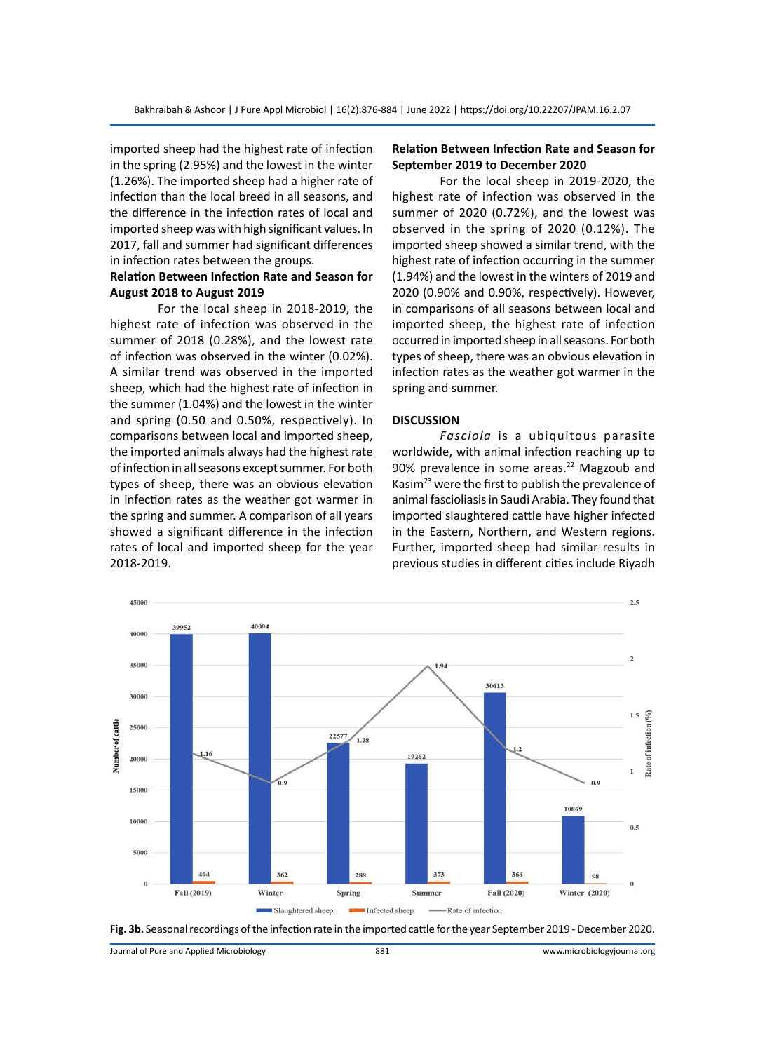imported sheep had the highest rate of infection in the spring (2.95%) and the lowest in the winter (1.26%). The imported sheep had a higher rate of infection than the local breed in all seasons, and the difference in the infection rates of local and imported sheep was with high significant values. In 2017, fall and summer had significant differences in infection rates between the groups.

### Relation Between Infection Rate and Season for August 2018 to August 2019

For the local sheep in 2018-2019, the highest rate of infection was observed in the summer of 2018 (0.28%), and the lowest rate of infection was observed in the winter (0.02%). A similar trend was observed in the imported sheep, which had the highest rate of infection in the summer (1.04%) and the lowest in the winter and spring (0.50 and 0.50%, respectively). In comparisons between local and imported sheep, the imported animals always had the highest rate of infection in all seasons except summer. For both types of sheep, there was an obvious elevation in infection rates as the weather got warmer in the spring and summer. A comparison of all years showed a significant difference in the infection rates of local and imported sheep for the year 2018-2019.

### Relation Between Infection Rate and Season for September 2019 to December 2020

For the local sheep in 2019-2020, the highest rate of infection was observed in the summer of 2020 (0.72%), and the lowest was observed in the spring of 2020 (0.12%). The imported sheep showed a similar trend, with the highest rate of infection occurring in the summer (1.94%) and the lowest in the winters of 2019 and 2020 (0.90% and 0.90%, respectively). However, in comparisons of all seasons between local and imported sheep, the highest rate of infection occurred in imported sheep in all seasons. For both types of sheep, there was an obvious elevation in infection rates as the weather got warmer in the spring and summer.

## DISCUSSION

*Fasciola* is a ubiquitous parasite worldwide, with animal infection reaching up to 90% prevalence in some areas.[22] Magzoub and Kasim[23] were the first to publish the prevalence of animal fascioliasis in Saudi Arabia. They found that imported slaughtered cattle have higher infected in the Eastern, Northern, and Western regions. Further, imported sheep had similar results in previous studies in different cities include Riyadh

| Season | Slaughtered sheep | Infected sheep | Rate of infection (%) |
|---|---|---|---|
| Fall (2019) | 39952 | 464 | 1.16 |
| Winter | 40094 | 362 | 0.9 |
| Spring | 22577 | 288 | 1.28 |
| Summer | 19262 | 373 | 1.94 |
| Fall (2020) | 30613 | 366 | 1.2 |
| Winter (2020) | 10869 | 98 | 0.9 |

**Fig. 3b.** Seasonal recordings of the infection rate in the imported cattle for the year September 2019 - December 2020.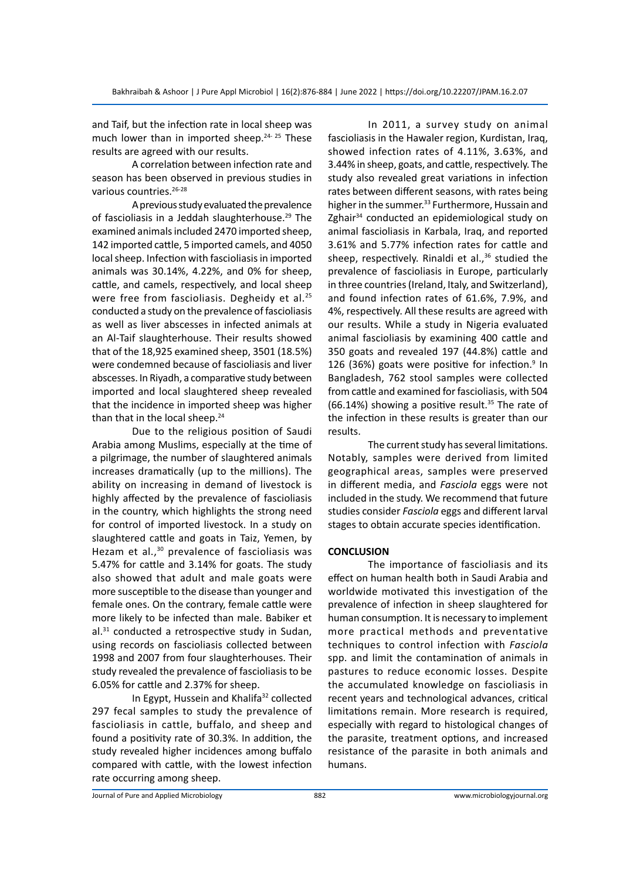and Taif, but the infection rate in local sheep was much lower than in imported sheep.[24-25] These results are agreed with our results.

A correlation between infection rate and season has been observed in previous studies in various countries.[26-28]

A previous study evaluated the prevalence of fascioliasis in a Jeddah slaughterhouse.[29] The examined animals included 2470 imported sheep, 142 imported cattle, 5 imported camels, and 4050 local sheep. Infection with fascioliasis in imported animals was 30.14%, 4.22%, and 0% for sheep, cattle, and camels, respectively, and local sheep were free from fascioliasis. Degheidy et al.[25] conducted a study on the prevalence of fascioliasis as well as liver abscesses in infected animals at an Al-Taif slaughterhouse. Their results showed that of the 18,925 examined sheep, 3501 (18.5%) were condemned because of fascioliasis and liver abscesses. In Riyadh, a comparative study between imported and local slaughtered sheep revealed that the incidence in imported sheep was higher than that in the local sheep.[24]

Due to the religious position of Saudi Arabia among Muslims, especially at the time of a pilgrimage, the number of slaughtered animals increases dramatically (up to the millions). The ability on increasing in demand of livestock is highly affected by the prevalence of fascioliasis in the country, which highlights the strong need for control of imported livestock. In a study on slaughtered cattle and goats in Taiz, Yemen, by Hezam et al.,[30] prevalence of fascioliasis was 5.47% for cattle and 3.14% for goats. The study also showed that adult and male goats were more susceptible to the disease than younger and female ones. On the contrary, female cattle were more likely to be infected than male. Babiker et al.[31] conducted a retrospective study in Sudan, using records on fascioliasis collected between 1998 and 2007 from four slaughterhouses. Their study revealed the prevalence of fascioliasis to be 6.05% for cattle and 2.37% for sheep.

In Egypt, Hussein and Khalifa[32] collected 297 fecal samples to study the prevalence of fascioliasis in cattle, buffalo, and sheep and found a positivity rate of 30.3%. In addition, the study revealed higher incidences among buffalo compared with cattle, with the lowest infection rate occurring among sheep.

In 2011, a survey study on animal fascioliasis in the Hawaler region, Kurdistan, Iraq, showed infection rates of 4.11%, 3.63%, and 3.44% in sheep, goats, and cattle, respectively. The study also revealed great variations in infection rates between different seasons, with rates being higher in the summer.[33] Furthermore, Hussain and Zghair[34] conducted an epidemiological study on animal fascioliasis in Karbala, Iraq, and reported 3.61% and 5.77% infection rates for cattle and sheep, respectively. Rinaldi et al.,[36] studied the prevalence of fascioliasis in Europe, particularly in three countries (Ireland, Italy, and Switzerland), and found infection rates of 61.6%, 7.9%, and 4%, respectively. All these results are agreed with our results. While a study in Nigeria evaluated animal fascioliasis by examining 400 cattle and 350 goats and revealed 197 (44.8%) cattle and 126 (36%) goats were positive for infection.[9] In Bangladesh, 762 stool samples were collected from cattle and examined for fascioliasis, with 504 (66.14%) showing a positive result.[35] The rate of the infection in these results is greater than our results.

The current study has several limitations. Notably, samples were derived from limited geographical areas, samples were preserved in different media, and *Fasciola* eggs were not included in the study. We recommend that future studies consider *Fasciola* eggs and different larval stages to obtain accurate species identification.

## CONCLUSION

The importance of fascioliasis and its effect on human health both in Saudi Arabia and worldwide motivated this investigation of the prevalence of infection in sheep slaughtered for human consumption. It is necessary to implement more practical methods and preventative techniques to control infection with *Fasciola* spp. and limit the contamination of animals in pastures to reduce economic losses. Despite the accumulated knowledge on fascioliasis in recent years and technological advances, critical limitations remain. More research is required, especially with regard to histological changes of the parasite, treatment options, and increased resistance of the parasite in both animals and humans.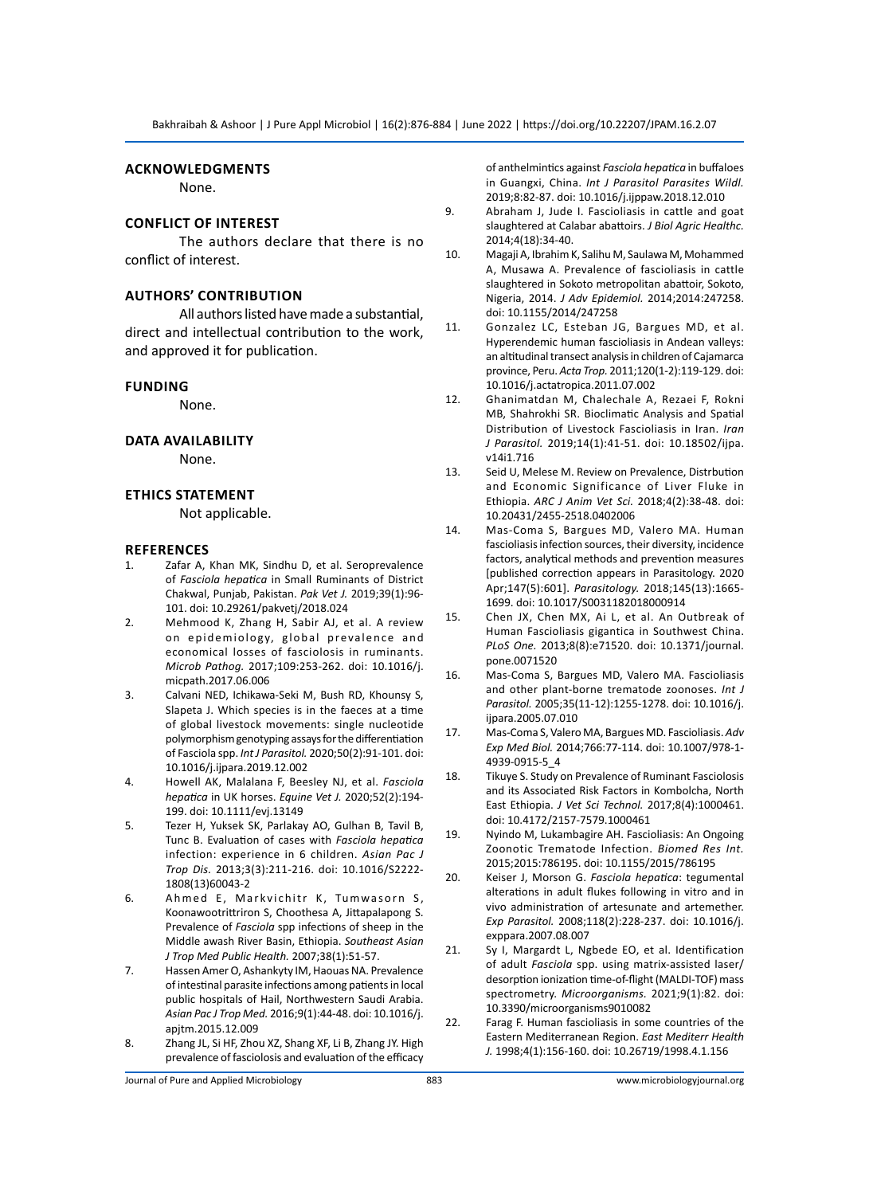## ACKNOWLEDGMENTS

None.

## CONFLICT OF INTEREST

The authors declare that there is no conflict of interest.

## AUTHORS' CONTRIBUTION

All authors listed have made a substantial, direct and intellectual contribution to the work, and approved it for publication.

## FUNDING

None.

## DATA AVAILABILITY

None.

## ETHICS STATEMENT

Not applicable.

## REFERENCES

1. Zafar A, Khan MK, Sindhu D, et al. Seroprevalence of *Fasciola hepatica* in Small Ruminants of District Chakwal, Punjab, Pakistan. *Pak Vet J.* 2019;39(1):96-101. doi: 10.29261/pakvetj/2018.024
2. Mehmood K, Zhang H, Sabir AJ, et al. A review on epidemiology, global prevalence and economical losses of fasciolosis in ruminants. *Microb Pathog.* 2017;109:253-262. doi: 10.1016/j.micpath.2017.06.006
3. Calvani NED, Ichikawa-Seki M, Bush RD, Khounsy S, Slapeta J. Which species is in the faeces at a time of global livestock movements: single nucleotide polymorphism genotyping assays for the differentiation of Fasciola spp. *Int J Parasitol.* 2020;50(2):91-101. doi: 10.1016/j.ijpara.2019.12.002
4. Howell AK, Malalana F, Beesley NJ, et al. *Fasciola hepatica* in UK horses. *Equine Vet J.* 2020;52(2):194-199. doi: 10.1111/evj.13149
5. Tezer H, Yuksek SK, Parlakay AO, Gulhan B, Tavil B, Tunc B. Evaluation of cases with *Fasciola hepatica* infection: experience in 6 children. *Asian Pac J Trop Dis.* 2013;3(3):211-216. doi: 10.1016/S2222-1808(13)60043-2
6. Ahmed E, Markvichitr K, Tumwasorn S, Koonawootrittriron S, Choothesa A, Jittapalapong S. Prevalence of *Fasciola* spp infections of sheep in the Middle awash River Basin, Ethiopia. *Southeast Asian J Trop Med Public Health.* 2007;38(1):51-57.
7. Hassen Amer O, Ashankyty IM, Haouas NA. Prevalence of intestinal parasite infections among patients in local public hospitals of Hail, Northwestern Saudi Arabia. *Asian Pac J Trop Med.* 2016;9(1):44-48. doi: 10.1016/j.apjtm.2015.12.009
8. Zhang JL, Si HF, Zhou XZ, Shang XF, Li B, Zhang JY. High prevalence of fasciolosis and evaluation of the efficacy of anthelmintics against *Fasciola hepatica* in buffaloes in Guangxi, China. *Int J Parasitol Parasites Wildl.* 2019;8:82-87. doi: 10.1016/j.ijppaw.2018.12.010
9. Abraham J, Jude I. Fascioliasis in cattle and goat slaughtered at Calabar abattoirs. *J Biol Agric Healthc.* 2014;4(18):34-40.
10. Magaji A, Ibrahim K, Salihu M, Saulawa M, Mohammed A, Musawa A. Prevalence of fascioliasis in cattle slaughtered in Sokoto metropolitan abattoir, Sokoto, Nigeria, 2014. *J Adv Epidemiol.* 2014;2014:247258. doi: 10.1155/2014/247258
11. Gonzalez LC, Esteban JG, Bargues MD, et al. Hyperendemic human fascioliasis in Andean valleys: an altitudinal transect analysis in children of Cajamarca province, Peru. *Acta Trop.* 2011;120(1-2):119-129. doi: 10.1016/j.actatropica.2011.07.002
12. Ghanimatdan M, Chalechale A, Rezaei F, Rokni MB, Shahrokhi SR. Bioclimatic Analysis and Spatial Distribution of Livestock Fascioliasis in Iran. *Iran J Parasitol.* 2019;14(1):41-51. doi: 10.18502/ijpa.v14i1.716
13. Seid U, Melese M. Review on Prevalence, Distrbution and Economic Significance of Liver Fluke in Ethiopia. *ARC J Anim Vet Sci.* 2018;4(2):38-48. doi: 10.20431/2455-2518.0402006
14. Mas-Coma S, Bargues MD, Valero MA. Human fascioliasis infection sources, their diversity, incidence factors, analytical methods and prevention measures [published correction appears in Parasitology. 2020 Apr;147(5):601]. *Parasitology.* 2018;145(13):1665-1699. doi: 10.1017/S0031182018000914
15. Chen JX, Chen MX, Ai L, et al. An Outbreak of Human Fascioliasis gigantica in Southwest China. *PLoS One.* 2013;8(8):e71520. doi: 10.1371/journal.pone.0071520
16. Mas-Coma S, Bargues MD, Valero MA. Fascioliasis and other plant-borne trematode zoonoses. *Int J Parasitol.* 2005;35(11-12):1255-1278. doi: 10.1016/j.ijpara.2005.07.010
17. Mas-Coma S, Valero MA, Bargues MD. Fascioliasis. *Adv Exp Med Biol.* 2014;766:77-114. doi: 10.1007/978-1-4939-0915-5_4
18. Tikuye S. Study on Prevalence of Ruminant Fasciolosis and its Associated Risk Factors in Kombolcha, North East Ethiopia. *J Vet Sci Technol.* 2017;8(4):1000461. doi: 10.4172/2157-7579.1000461
19. Nyindo M, Lukambagire AH. Fascioliasis: An Ongoing Zoonotic Trematode Infection. *Biomed Res Int.* 2015;2015:786195. doi: 10.1155/2015/786195
20. Keiser J, Morson G. *Fasciola hepatica*: tegumental alterations in adult flukes following in vitro and in vivo administration of artesunate and artemether. *Exp Parasitol.* 2008;118(2):228-237. doi: 10.1016/j.exppara.2007.08.007
21. Sy I, Margardt L, Ngbede EO, et al. Identification of adult *Fasciola* spp. using matrix-assisted laser/desorption ionization time-of-flight (MALDI-TOF) mass spectrometry. *Microorganisms.* 2021;9(1):82. doi: 10.3390/microorganisms9010082
22. Farag F. Human fascioliasis in some countries of the Eastern Mediterranean Region. *East Mediterr Health J.* 1998;4(1):156-160. doi: 10.26719/1998.4.1.156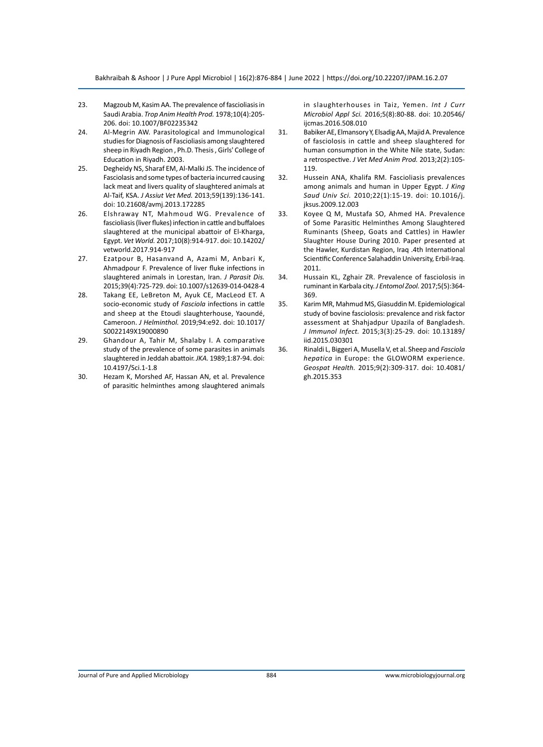23. Magzoub M, Kasim AA. The prevalence of fascioliasis in Saudi Arabia. *Trop Anim Health Prod.* 1978;10(4):205-206. doi: 10.1007/BF02235342
24. Al-Megrin AW. Parasitological and Immunological studies for Diagnosis of Fascioliasis among slaughtered sheep in Riyadh Region , Ph.D. Thesis , Girls' College of Education in Riyadh. 2003.
25. Degheidy NS, Sharaf EM, Al-Malki JS. The incidence of Fasciolasis and some types of bacteria incurred causing lack meat and livers quality of slaughtered animals at Al-Taif, KSA. *J Assiut Vet Med.* 2013;59(139):136-141. doi: 10.21608/avmj.2013.172285
26. Elshraway NT, Mahmoud WG. Prevalence of fascioliasis (liver flukes) infection in cattle and buffaloes slaughtered at the municipal abattoir of El-Kharga, Egypt. *Vet World.* 2017;10(8):914-917. doi: 10.14202/vetworld.2017.914-917
27. Ezatpour B, Hasanvand A, Azami M, Anbari K, Ahmadpour F. Prevalence of liver fluke infections in slaughtered animals in Lorestan, Iran. *J Parasit Dis.* 2015;39(4):725-729. doi: 10.1007/s12639-014-0428-4
28. Takang EE, LeBreton M, Ayuk CE, MacLeod ET. A socio-economic study of *Fasciola* infections in cattle and sheep at the Etoudi slaughterhouse, Yaoundé, Cameroon. *J Helminthol.* 2019;94:e92. doi: 10.1017/S0022149X19000890
29. Ghandour A, Tahir M, Shalaby I. A comparative study of the prevalence of some parasites in animals slaughtered in Jeddah abattoir. *JKA.* 1989;1:87-94. doi: 10.4197/Sci.1-1.8
30. Hezam K, Morshed AF, Hassan AN, et al. Prevalence of parasitic helminthes among slaughtered animals in slaughterhouses in Taiz, Yemen. *Int J Curr Microbiol Appl Sci.* 2016;5(8):80-88. doi: 10.20546/ijcmas.2016.508.010
31. Babiker AE, Elmansory Y, Elsadig AA, Majid A. Prevalence of fasciolosis in cattle and sheep slaughtered for human consumption in the White Nile state, Sudan: a retrospective. *J Vet Med Anim Prod.* 2013;2(2):105-119.
32. Hussein ANA, Khalifa RM. Fascioliasis prevalences among animals and human in Upper Egypt. *J King Saud Univ Sci.* 2010;22(1):15-19. doi: 10.1016/j.jksus.2009.12.003
33. Koyee Q M, Mustafa SO, Ahmed HA. Prevalence of Some Parasitic Helminthes Among Slaughtered Ruminants (Sheep, Goats and Cattles) in Hawler Slaughter House During 2010. Paper presented at the Hawler, Kurdistan Region, Iraq .4th International Scientific Conference Salahaddin University, Erbil-Iraq. 2011.
34. Hussain KL, Zghair ZR. Prevalence of fasciolosis in ruminant in Karbala city. *J Entomol Zool.* 2017;5(5):364-369.
35. Karim MR, Mahmud MS, Giasuddin M. Epidemiological study of bovine fasciolosis: prevalence and risk factor assessment at Shahjadpur Upazila of Bangladesh. *J Immunol Infect.* 2015;3(3):25-29. doi: 10.13189/iid.2015.030301
36. Rinaldi L, Biggeri A, Musella V, et al. Sheep and *Fasciola hepatica* in Europe: the GLOWORM experience. *Geospat Health.* 2015;9(2):309-317. doi: 10.4081/gh.2015.353